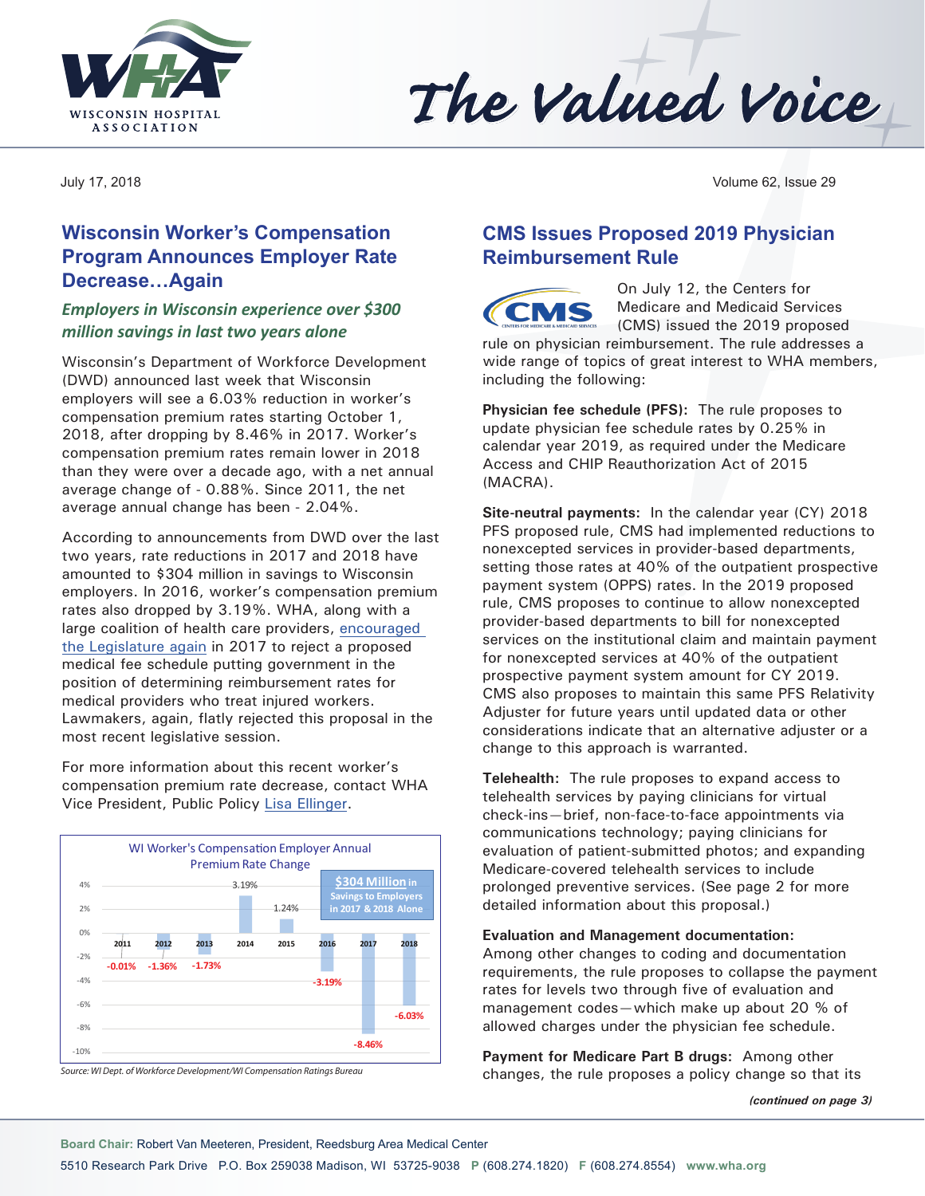# The Valued Voice

WISCONSIN HOSPITAL ASSOCIATION

July 17, 2018

## Wisconsin Worker's Compensation Program Announces Employer Rate Decrease…Again

### *Employers in Wisconsin experience over $300 million savings in last two years alone*

Wisconsin's Department of Workforce Development (DWD) announced last week that Wisconsin employers will see a 6.03% reduction in worker's compensation premium rates starting October 1, 2018, after dropping by 8.46% in 2017. Worker's compensation premium rates remain lower in 2018 than they were over a decade ago, with a net annual average change of - 0.88%. Since 2011, the net average annual change has been - 2.04%.

According to announcements from DWD over the last two years, rate reductions in 2017 and 2018 have amounted to $304 million in savings to Wisconsin employers. In 2016, worker's compensation premium rates also dropped by 3.19%. WHA, along with a large coalition of health care providers, encouraged the Legislature again in 2017 to reject a proposed medical fee schedule putting government in the position of determining reimbursement rates for medical providers who treat injured workers. Lawmakers, again, flatly rejected this proposal in the most recent legislative session.

For more information about this recent worker's compensation premium rate decrease, contact WHA Vice President, Public Policy Lisa Ellinger.

**WI Worker's Compensation Employer Annual Premium Rate Change**

**$304 Million in Savings to Employers in 2017 & 2018 Alone**

| Year | Rate Change |
| --- | --- |
| 2011 | -0.01% |
| 2012 | -1.36% |
| 2013 | -1.73% |
| 2014 | 3.19% |
| 2015 | 1.24% |
| 2016 | -3.19% |
| 2017 | -8.46% |
| 2018 | -6.03% |

*Source: WI Dept. of Workforce Development/WI Compensation Ratings Bureau*

## CMS Issues Proposed 2019 Physician Reimbursement Rule

On July 12, the Centers for Medicare and Medicaid Services (CMS) issued the 2019 proposed rule on physician reimbursement. The rule addresses a wide range of topics of great interest to WHA members, including the following:

**Physician fee schedule (PFS):** The rule proposes to update physician fee schedule rates by 0.25% in calendar year 2019, as required under the Medicare Access and CHIP Reauthorization Act of 2015 (MACRA).

**Site-neutral payments:** In the calendar year (CY) 2018 PFS proposed rule, CMS had implemented reductions to nonexcepted services in provider-based departments, setting those rates at 40% of the outpatient prospective payment system (OPPS) rates. In the 2019 proposed rule, CMS proposes to continue to allow nonexcepted provider-based departments to bill for nonexcepted services on the institutional claim and maintain payment for nonexcepted services at 40% of the outpatient prospective payment system amount for CY 2019. CMS also proposes to maintain this same PFS Relativity Adjuster for future years until updated data or other considerations indicate that an alternative adjuster or a change to this approach is warranted.

**Telehealth:** The rule proposes to expand access to telehealth services by paying clinicians for virtual check-ins—brief, non-face-to-face appointments via communications technology; paying clinicians for evaluation of patient-submitted photos; and expanding Medicare-covered telehealth services to include prolonged preventive services. (See page 2 for more detailed information about this proposal.)

**Evaluation and Management documentation:** Among other changes to coding and documentation requirements, the rule proposes to collapse the payment rates for levels two through five of evaluation and management codes—which make up about 20 % of allowed charges under the physician fee schedule.

**Payment for Medicare Part B drugs:** Among other changes, the rule proposes a policy change so that its

*(continued on page 3)*

**Board Chair:** Robert Van Meeteren, President, Reedsburg Area Medical Center

5510 Research Park Drive P.O. Box 259038 Madison, WI 53725-9038 **P** (608.274.1820) **F** (608.274.8554) **www.wha.org**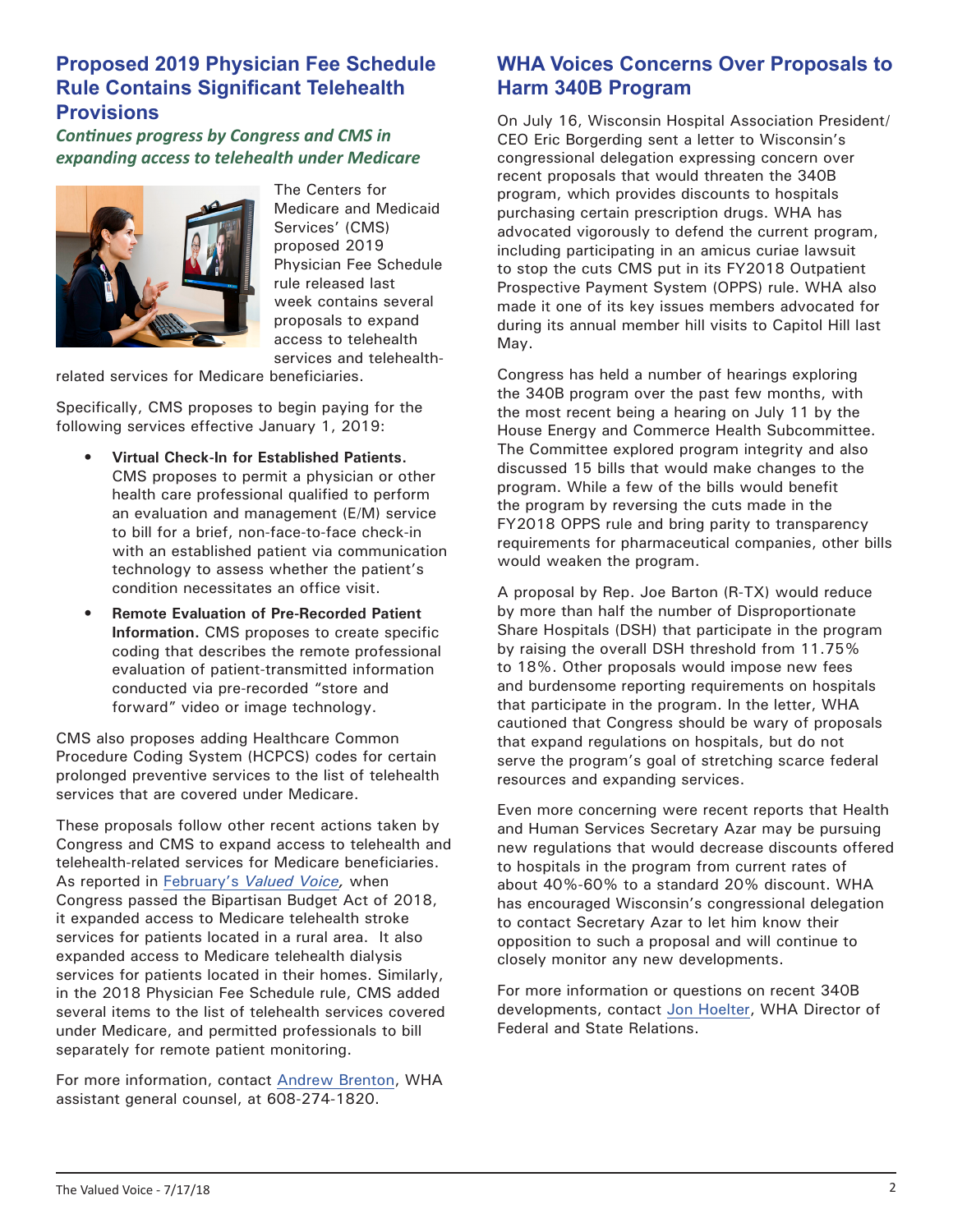## Proposed 2019 Physician Fee Schedule Rule Contains Significant Telehealth Provisions

***Continues progress by Congress and CMS in expanding access to telehealth under Medicare***

The Centers for Medicare and Medicaid Services' (CMS) proposed 2019 Physician Fee Schedule rule released last week contains several proposals to expand access to telehealth services and telehealth-related services for Medicare beneficiaries.

Specifically, CMS proposes to begin paying for the following services effective January 1, 2019:

- **Virtual Check-In for Established Patients.** CMS proposes to permit a physician or other health care professional qualified to perform an evaluation and management (E/M) service to bill for a brief, non-face-to-face check-in with an established patient via communication technology to assess whether the patient's condition necessitates an office visit.
- **Remote Evaluation of Pre-Recorded Patient Information.** CMS proposes to create specific coding that describes the remote professional evaluation of patient-transmitted information conducted via pre-recorded "store and forward" video or image technology.

CMS also proposes adding Healthcare Common Procedure Coding System (HCPCS) codes for certain prolonged preventive services to the list of telehealth services that are covered under Medicare.

These proposals follow other recent actions taken by Congress and CMS to expand access to telehealth and telehealth-related services for Medicare beneficiaries. As reported in February's *Valued Voice*, when Congress passed the Bipartisan Budget Act of 2018, it expanded access to Medicare telehealth stroke services for patients located in a rural area. It also expanded access to Medicare telehealth dialysis services for patients located in their homes. Similarly, in the 2018 Physician Fee Schedule rule, CMS added several items to the list of telehealth services covered under Medicare, and permitted professionals to bill separately for remote patient monitoring.

For more information, contact Andrew Brenton, WHA assistant general counsel, at 608-274-1820.

## WHA Voices Concerns Over Proposals to Harm 340B Program

On July 16, Wisconsin Hospital Association President/CEO Eric Borgerding sent a letter to Wisconsin's congressional delegation expressing concern over recent proposals that would threaten the 340B program, which provides discounts to hospitals purchasing certain prescription drugs. WHA has advocated vigorously to defend the current program, including participating in an amicus curiae lawsuit to stop the cuts CMS put in its FY2018 Outpatient Prospective Payment System (OPPS) rule. WHA also made it one of its key issues members advocated for during its annual member hill visits to Capitol Hill last May.

Congress has held a number of hearings exploring the 340B program over the past few months, with the most recent being a hearing on July 11 by the House Energy and Commerce Health Subcommittee. The Committee explored program integrity and also discussed 15 bills that would make changes to the program. While a few of the bills would benefit the program by reversing the cuts made in the FY2018 OPPS rule and bring parity to transparency requirements for pharmaceutical companies, other bills would weaken the program.

A proposal by Rep. Joe Barton (R-TX) would reduce by more than half the number of Disproportionate Share Hospitals (DSH) that participate in the program by raising the overall DSH threshold from 11.75% to 18%. Other proposals would impose new fees and burdensome reporting requirements on hospitals that participate in the program. In the letter, WHA cautioned that Congress should be wary of proposals that expand regulations on hospitals, but do not serve the program's goal of stretching scarce federal resources and expanding services.

Even more concerning were recent reports that Health and Human Services Secretary Azar may be pursuing new regulations that would decrease discounts offered to hospitals in the program from current rates of about 40%-60% to a standard 20% discount. WHA has encouraged Wisconsin's congressional delegation to contact Secretary Azar to let him know their opposition to such a proposal and will continue to closely monitor any new developments.

For more information or questions on recent 340B developments, contact Jon Hoelter, WHA Director of Federal and State Relations.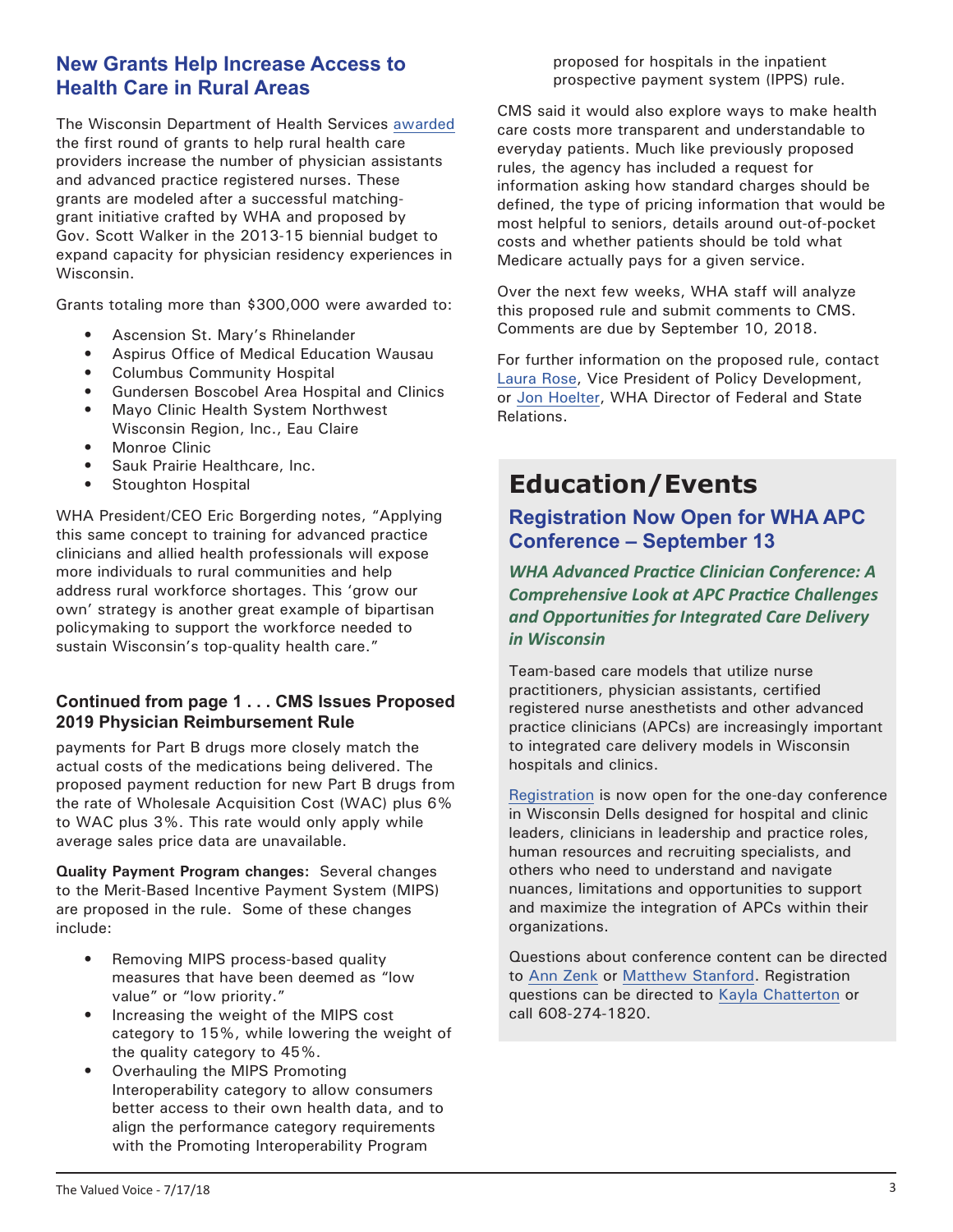## New Grants Help Increase Access to Health Care in Rural Areas

The Wisconsin Department of Health Services awarded the first round of grants to help rural health care providers increase the number of physician assistants and advanced practice registered nurses. These grants are modeled after a successful matching-grant initiative crafted by WHA and proposed by Gov. Scott Walker in the 2013-15 biennial budget to expand capacity for physician residency experiences in Wisconsin.

Grants totaling more than $300,000 were awarded to:

- Ascension St. Mary's Rhinelander
- Aspirus Office of Medical Education Wausau
- Columbus Community Hospital
- Gundersen Boscobel Area Hospital and Clinics
- Mayo Clinic Health System Northwest Wisconsin Region, Inc., Eau Claire
- Monroe Clinic
- Sauk Prairie Healthcare, Inc.
- Stoughton Hospital

WHA President/CEO Eric Borgerding notes, "Applying this same concept to training for advanced practice clinicians and allied health professionals will expose more individuals to rural communities and help address rural workforce shortages. This 'grow our own' strategy is another great example of bipartisan policymaking to support the workforce needed to sustain Wisconsin's top-quality health care."

### Continued from page 1 . . . CMS Issues Proposed 2019 Physician Reimbursement Rule

payments for Part B drugs more closely match the actual costs of the medications being delivered. The proposed payment reduction for new Part B drugs from the rate of Wholesale Acquisition Cost (WAC) plus 6% to WAC plus 3%. This rate would only apply while average sales price data are unavailable.

**Quality Payment Program changes:** Several changes to the Merit-Based Incentive Payment System (MIPS) are proposed in the rule. Some of these changes include:

- Removing MIPS process-based quality measures that have been deemed as "low value" or "low priority."
- Increasing the weight of the MIPS cost category to 15%, while lowering the weight of the quality category to 45%.
- Overhauling the MIPS Promoting Interoperability category to allow consumers better access to their own health data, and to align the performance category requirements with the Promoting Interoperability Program proposed for hospitals in the inpatient prospective payment system (IPPS) rule.

CMS said it would also explore ways to make health care costs more transparent and understandable to everyday patients. Much like previously proposed rules, the agency has included a request for information asking how standard charges should be defined, the type of pricing information that would be most helpful to seniors, details around out-of-pocket costs and whether patients should be told what Medicare actually pays for a given service.

Over the next few weeks, WHA staff will analyze this proposed rule and submit comments to CMS. Comments are due by September 10, 2018.

For further information on the proposed rule, contact Laura Rose, Vice President of Policy Development, or Jon Hoelter, WHA Director of Federal and State Relations.

# Education/Events

## Registration Now Open for WHA APC Conference – September 13

***WHA Advanced Practice Clinician Conference: A Comprehensive Look at APC Practice Challenges and Opportunities for Integrated Care Delivery in Wisconsin***

Team-based care models that utilize nurse practitioners, physician assistants, certified registered nurse anesthetists and other advanced practice clinicians (APCs) are increasingly important to integrated care delivery models in Wisconsin hospitals and clinics.

Registration is now open for the one-day conference in Wisconsin Dells designed for hospital and clinic leaders, clinicians in leadership and practice roles, human resources and recruiting specialists, and others who need to understand and navigate nuances, limitations and opportunities to support and maximize the integration of APCs within their organizations.

Questions about conference content can be directed to Ann Zenk or Matthew Stanford. Registration questions can be directed to Kayla Chatterton or call 608-274-1820.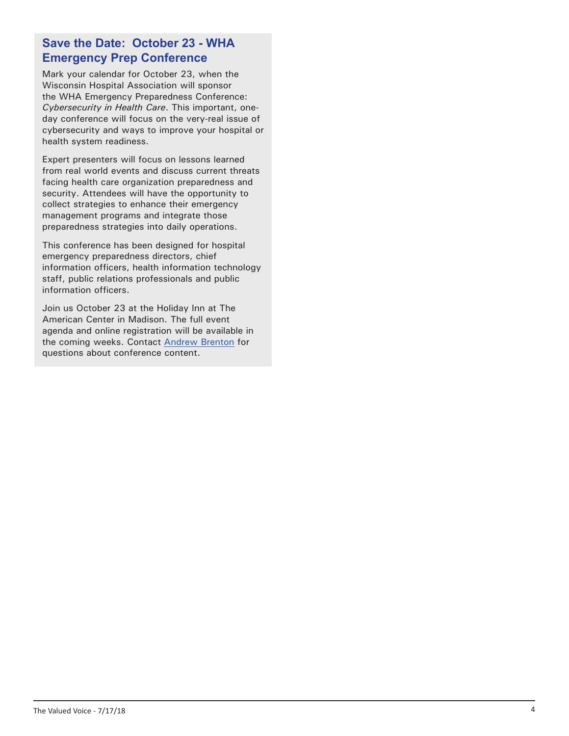## Save the Date: October 23 - WHA Emergency Prep Conference

Mark your calendar for October 23, when the Wisconsin Hospital Association will sponsor the WHA Emergency Preparedness Conference: *Cybersecurity in Health Care*. This important, one-day conference will focus on the very-real issue of cybersecurity and ways to improve your hospital or health system readiness.

Expert presenters will focus on lessons learned from real world events and discuss current threats facing health care organization preparedness and security. Attendees will have the opportunity to collect strategies to enhance their emergency management programs and integrate those preparedness strategies into daily operations.

This conference has been designed for hospital emergency preparedness directors, chief information officers, health information technology staff, public relations professionals and public information officers.

Join us October 23 at the Holiday Inn at The American Center in Madison. The full event agenda and online registration will be available in the coming weeks. Contact Andrew Brenton for questions about conference content.